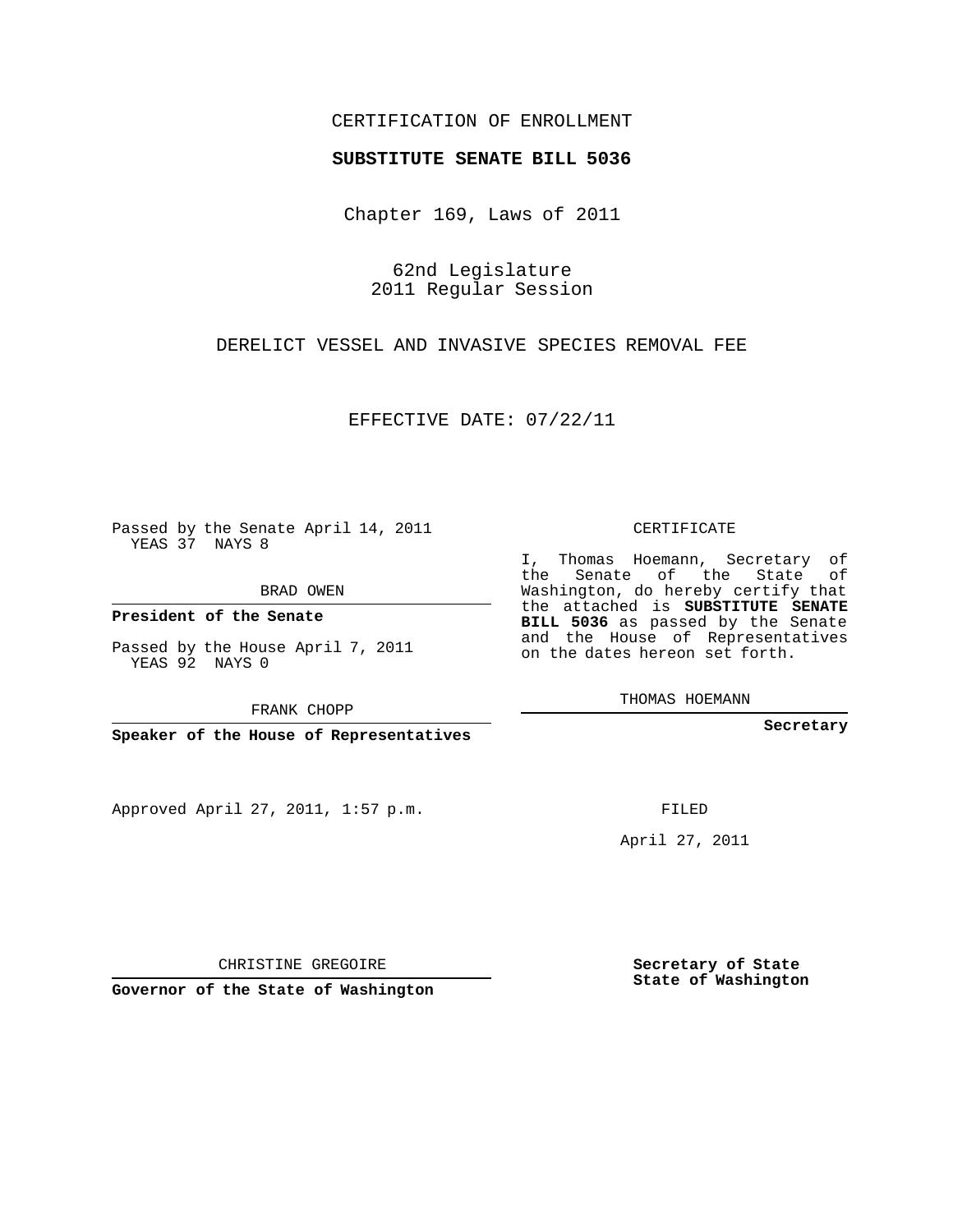CERTIFICATION OF ENROLLMENT

**SUBSTITUTE SENATE BILL 5036**

Chapter 169, Laws of 2011

62nd Legislature
2011 Regular Session

DERELICT VESSEL AND INVASIVE SPECIES REMOVAL FEE

EFFECTIVE DATE: 07/22/11

Passed by the Senate April 14, 2011
YEAS 37 NAYS 8

BRAD OWEN

**President of the Senate**

Passed by the House April 7, 2011
YEAS 92 NAYS 0

FRANK CHOPP

**Speaker of the House of Representatives**

Approved April 27, 2011, 1:57 p.m.

CHRISTINE GREGOIRE

**Governor of the State of Washington**

CERTIFICATE

I, Thomas Hoemann, Secretary of the Senate of the State of Washington, do hereby certify that the attached is **SUBSTITUTE SENATE BILL 5036** as passed by the Senate and the House of Representatives on the dates hereon set forth.

THOMAS HOEMANN

**Secretary**

FILED

April 27, 2011

**Secretary of State**
**State of Washington**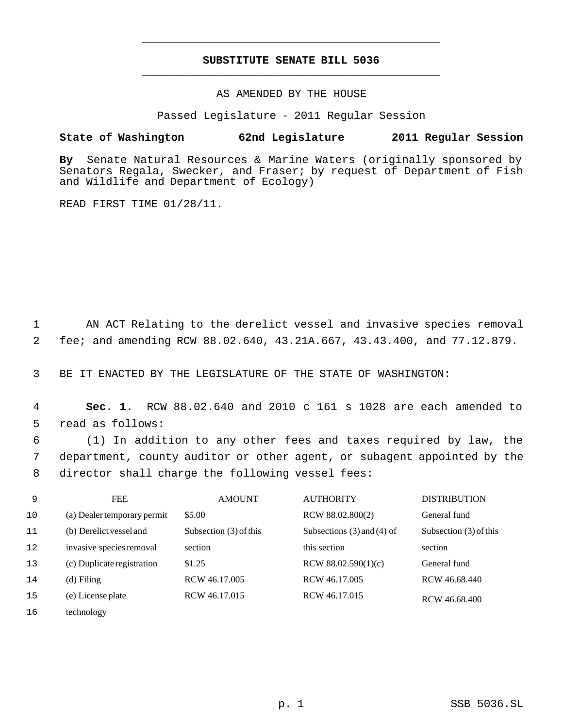# SUBSTITUTE SENATE BILL 5036

AS AMENDED BY THE HOUSE

Passed Legislature - 2011 Regular Session

**State of Washington 62nd Legislature 2011 Regular Session**

**By** Senate Natural Resources & Marine Waters (originally sponsored by Senators Regala, Swecker, and Fraser; by request of Department of Fish and Wildlife and Department of Ecology)

READ FIRST TIME 01/28/11.

AN ACT Relating to the derelict vessel and invasive species removal fee; and amending RCW 88.02.640, 43.21A.667, 43.43.400, and 77.12.879.

BE IT ENACTED BY THE LEGISLATURE OF THE STATE OF WASHINGTON:

**Sec. 1.** RCW 88.02.640 and 2010 c 161 s 1028 are each amended to read as follows:

(1) In addition to any other fees and taxes required by law, the department, county auditor or other agent, or subagent appointed by the director shall charge the following vessel fees:

| FEE | AMOUNT | AUTHORITY | DISTRIBUTION |
|---|---|---|---|
| (a) Dealer temporary permit | $5.00 | RCW 88.02.800(2) | General fund |
| (b) Derelict vessel and invasive species removal | Subsection (3) of this section | Subsections (3) and (4) of this section | Subsection (3) of this section |
| (c) Duplicate registration | $1.25 | RCW 88.02.590(1)(c) | General fund |
| (d) Filing | RCW 46.17.005 | RCW 46.17.005 | RCW 46.68.440 |
| (e) License plate technology | RCW 46.17.015 | RCW 46.17.015 | RCW 46.68.400 |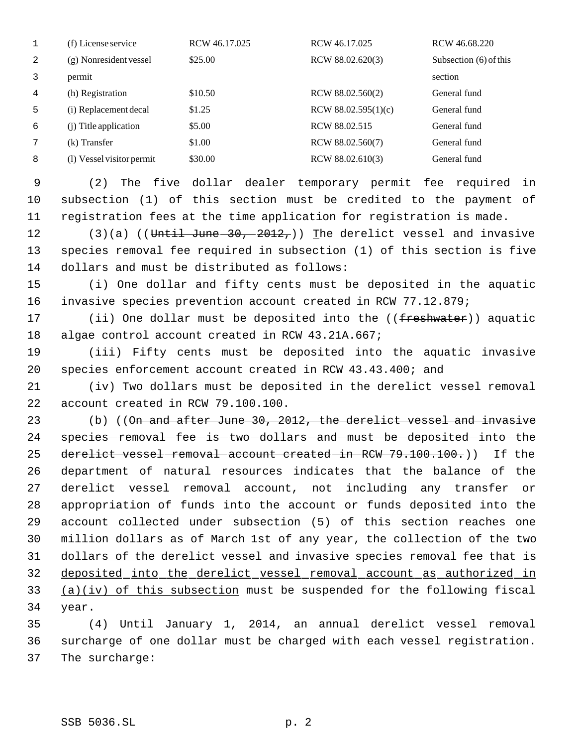| (f) License service | RCW 46.17.025 | RCW 46.17.025 | RCW 46.68.220 |
|---|---|---|---|
| (g) Nonresident vessel permit | $25.00 | RCW 88.02.620(3) | Subsection (6) of this section |
| (h) Registration | $10.50 | RCW 88.02.560(2) | General fund |
| (i) Replacement decal | $1.25 | RCW 88.02.595(1)(c) | General fund |
| (j) Title application | $5.00 | RCW 88.02.515 | General fund |
| (k) Transfer | $1.00 | RCW 88.02.560(7) | General fund |
| (l) Vessel visitor permit | $30.00 | RCW 88.02.610(3) | General fund |

(2) The five dollar dealer temporary permit fee required in subsection (1) of this section must be credited to the payment of registration fees at the time application for registration is made.

(3)(a) ((~~Until June 30, 2012,~~)) <u>T</u>he derelict vessel and invasive species removal fee required in subsection (1) of this section is five dollars and must be distributed as follows:

(i) One dollar and fifty cents must be deposited in the aquatic invasive species prevention account created in RCW 77.12.879;

(ii) One dollar must be deposited into the ((~~freshwater~~)) aquatic algae control account created in RCW 43.21A.667;

(iii) Fifty cents must be deposited into the aquatic invasive species enforcement account created in RCW 43.43.400; and

(iv) Two dollars must be deposited in the derelict vessel removal account created in RCW 79.100.100.

(b) ((~~On and after June 30, 2012, the derelict vessel and invasive species removal fee is two dollars and must be deposited into the derelict vessel removal account created in RCW 79.100.100.~~)) If the department of natural resources indicates that the balance of the derelict vessel removal account, not including any transfer or appropriation of funds into the account or funds deposited into the account collected under subsection (5) of this section reaches one million dollars as of March 1st of any year, the collection of the two dollar<u>s of the</u> derelict vessel and invasive species removal fee <u>that is deposited into the derelict vessel removal account as authorized in (a)(iv) of this subsection</u> must be suspended for the following fiscal year.

(4) Until January 1, 2014, an annual derelict vessel removal surcharge of one dollar must be charged with each vessel registration. The surcharge: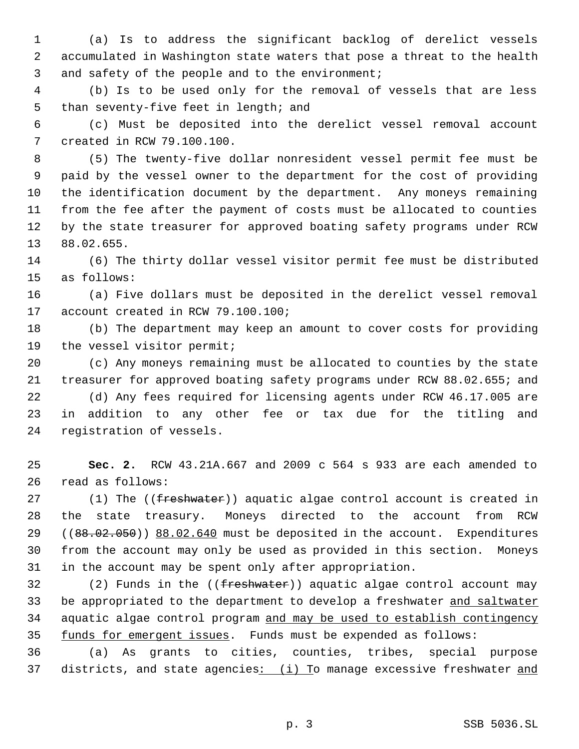(a) Is to address the significant backlog of derelict vessels accumulated in Washington state waters that pose a threat to the health and safety of the people and to the environment;

(b) Is to be used only for the removal of vessels that are less than seventy-five feet in length; and

(c) Must be deposited into the derelict vessel removal account created in RCW 79.100.100.

(5) The twenty-five dollar nonresident vessel permit fee must be paid by the vessel owner to the department for the cost of providing the identification document by the department. Any moneys remaining from the fee after the payment of costs must be allocated to counties by the state treasurer for approved boating safety programs under RCW 88.02.655.

(6) The thirty dollar vessel visitor permit fee must be distributed as follows:

(a) Five dollars must be deposited in the derelict vessel removal account created in RCW 79.100.100;

(b) The department may keep an amount to cover costs for providing the vessel visitor permit;

(c) Any moneys remaining must be allocated to counties by the state treasurer for approved boating safety programs under RCW 88.02.655; and

(d) Any fees required for licensing agents under RCW 46.17.005 are in addition to any other fee or tax due for the titling and registration of vessels.

**Sec. 2.** RCW 43.21A.667 and 2009 c 564 s 933 are each amended to read as follows:

(1) The ((~~freshwater~~)) aquatic algae control account is created in the state treasury. Moneys directed to the account from RCW ((~~88.02.050~~)) <u>88.02.640</u> must be deposited in the account. Expenditures from the account may only be used as provided in this section. Moneys in the account may be spent only after appropriation.

(2) Funds in the ((~~freshwater~~)) aquatic algae control account may be appropriated to the department to develop a freshwater <u>and saltwater</u> aquatic algae control program <u>and may be used to establish contingency funds for emergent issues</u>. Funds must be expended as follows:

(a) As grants to cities, counties, tribes, special purpose districts, and state agencies<u>: (i) T</u>o manage excessive freshwater <u>and</u>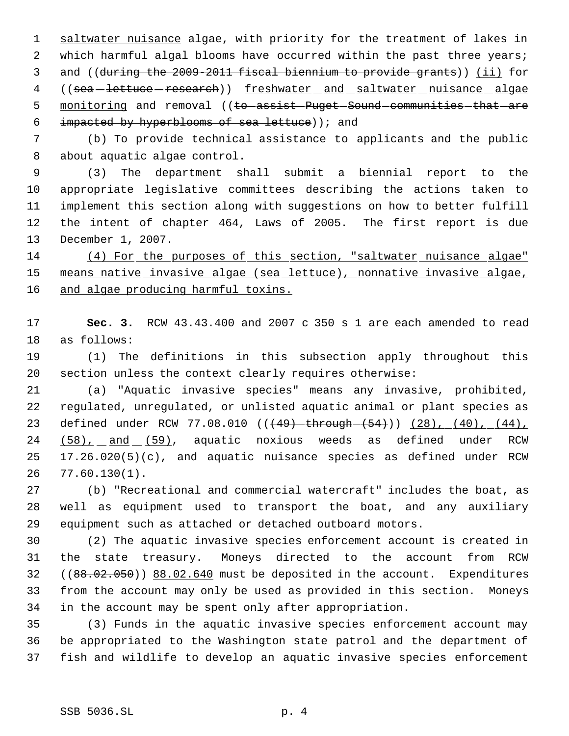saltwater nuisance algae, with priority for the treatment of lakes in which harmful algal blooms have occurred within the past three years; and ((~~during the 2009-2011 fiscal biennium to provide grants~~)) (ii) for ((~~sea lettuce research~~)) freshwater and saltwater nuisance algae monitoring and removal ((~~to assist Puget Sound communities that are impacted by hyperblooms of sea lettuce~~)); and

(b) To provide technical assistance to applicants and the public about aquatic algae control.

(3) The department shall submit a biennial report to the appropriate legislative committees describing the actions taken to implement this section along with suggestions on how to better fulfill the intent of chapter 464, Laws of 2005. The first report is due December 1, 2007.

(4) For the purposes of this section, "saltwater nuisance algae" means native invasive algae (sea lettuce), nonnative invasive algae, and algae producing harmful toxins.

**Sec. 3.** RCW 43.43.400 and 2007 c 350 s 1 are each amended to read as follows:

(1) The definitions in this subsection apply throughout this section unless the context clearly requires otherwise:

(a) "Aquatic invasive species" means any invasive, prohibited, regulated, unregulated, or unlisted aquatic animal or plant species as defined under RCW 77.08.010 ((~~(49) through (54)~~)) (28), (40), (44), (58), and (59), aquatic noxious weeds as defined under RCW 17.26.020(5)(c), and aquatic nuisance species as defined under RCW 77.60.130(1).

(b) "Recreational and commercial watercraft" includes the boat, as well as equipment used to transport the boat, and any auxiliary equipment such as attached or detached outboard motors.

(2) The aquatic invasive species enforcement account is created in the state treasury. Moneys directed to the account from RCW ((~~88.02.050~~)) 88.02.640 must be deposited in the account. Expenditures from the account may only be used as provided in this section. Moneys in the account may be spent only after appropriation.

(3) Funds in the aquatic invasive species enforcement account may be appropriated to the Washington state patrol and the department of fish and wildlife to develop an aquatic invasive species enforcement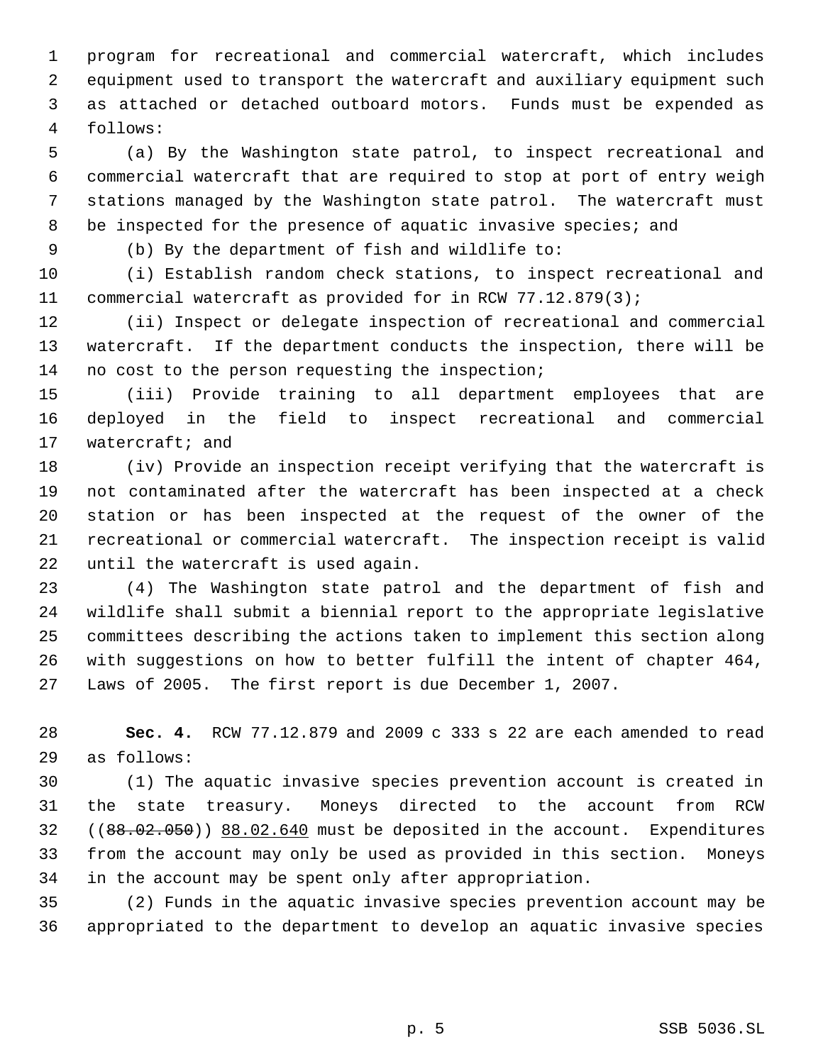program for recreational and commercial watercraft, which includes equipment used to transport the watercraft and auxiliary equipment such as attached or detached outboard motors. Funds must be expended as follows:

(a) By the Washington state patrol, to inspect recreational and commercial watercraft that are required to stop at port of entry weigh stations managed by the Washington state patrol. The watercraft must be inspected for the presence of aquatic invasive species; and

(b) By the department of fish and wildlife to:

(i) Establish random check stations, to inspect recreational and commercial watercraft as provided for in RCW 77.12.879(3);

(ii) Inspect or delegate inspection of recreational and commercial watercraft. If the department conducts the inspection, there will be no cost to the person requesting the inspection;

(iii) Provide training to all department employees that are deployed in the field to inspect recreational and commercial watercraft; and

(iv) Provide an inspection receipt verifying that the watercraft is not contaminated after the watercraft has been inspected at a check station or has been inspected at the request of the owner of the recreational or commercial watercraft. The inspection receipt is valid until the watercraft is used again.

(4) The Washington state patrol and the department of fish and wildlife shall submit a biennial report to the appropriate legislative committees describing the actions taken to implement this section along with suggestions on how to better fulfill the intent of chapter 464, Laws of 2005. The first report is due December 1, 2007.

**Sec. 4.** RCW 77.12.879 and 2009 c 333 s 22 are each amended to read as follows:

(1) The aquatic invasive species prevention account is created in the state treasury. Moneys directed to the account from RCW ((~~88.02.050~~)) <u>88.02.640</u> must be deposited in the account. Expenditures from the account may only be used as provided in this section. Moneys in the account may be spent only after appropriation.

(2) Funds in the aquatic invasive species prevention account may be appropriated to the department to develop an aquatic invasive species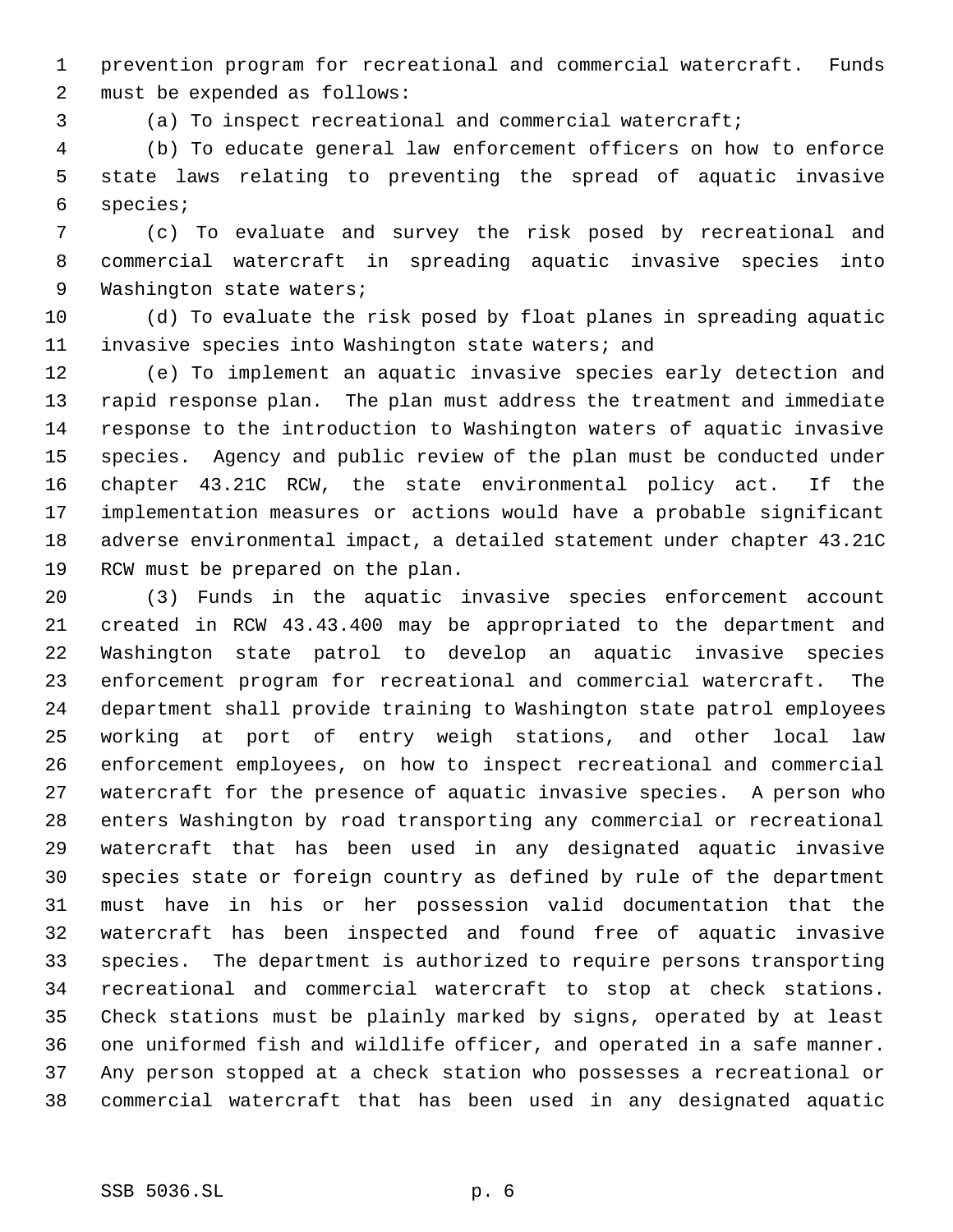prevention program for recreational and commercial watercraft. Funds must be expended as follows:

(a) To inspect recreational and commercial watercraft;

(b) To educate general law enforcement officers on how to enforce state laws relating to preventing the spread of aquatic invasive species;

(c) To evaluate and survey the risk posed by recreational and commercial watercraft in spreading aquatic invasive species into Washington state waters;

(d) To evaluate the risk posed by float planes in spreading aquatic invasive species into Washington state waters; and

(e) To implement an aquatic invasive species early detection and rapid response plan. The plan must address the treatment and immediate response to the introduction to Washington waters of aquatic invasive species. Agency and public review of the plan must be conducted under chapter 43.21C RCW, the state environmental policy act. If the implementation measures or actions would have a probable significant adverse environmental impact, a detailed statement under chapter 43.21C RCW must be prepared on the plan.

(3) Funds in the aquatic invasive species enforcement account created in RCW 43.43.400 may be appropriated to the department and Washington state patrol to develop an aquatic invasive species enforcement program for recreational and commercial watercraft. The department shall provide training to Washington state patrol employees working at port of entry weigh stations, and other local law enforcement employees, on how to inspect recreational and commercial watercraft for the presence of aquatic invasive species. A person who enters Washington by road transporting any commercial or recreational watercraft that has been used in any designated aquatic invasive species state or foreign country as defined by rule of the department must have in his or her possession valid documentation that the watercraft has been inspected and found free of aquatic invasive species. The department is authorized to require persons transporting recreational and commercial watercraft to stop at check stations. Check stations must be plainly marked by signs, operated by at least one uniformed fish and wildlife officer, and operated in a safe manner. Any person stopped at a check station who possesses a recreational or commercial watercraft that has been used in any designated aquatic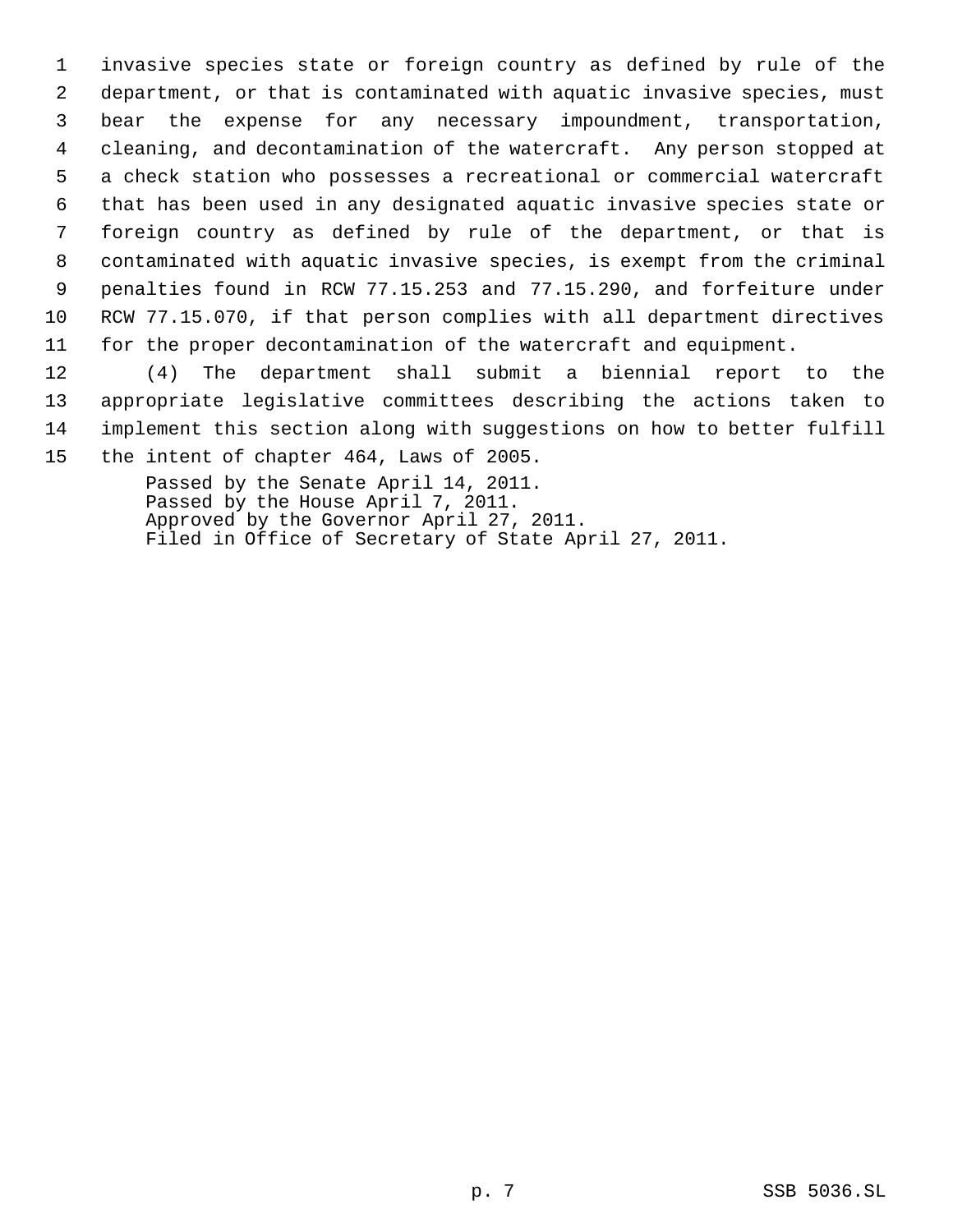invasive species state or foreign country as defined by rule of the department, or that is contaminated with aquatic invasive species, must bear the expense for any necessary impoundment, transportation, cleaning, and decontamination of the watercraft. Any person stopped at a check station who possesses a recreational or commercial watercraft that has been used in any designated aquatic invasive species state or foreign country as defined by rule of the department, or that is contaminated with aquatic invasive species, is exempt from the criminal penalties found in RCW 77.15.253 and 77.15.290, and forfeiture under RCW 77.15.070, if that person complies with all department directives for the proper decontamination of the watercraft and equipment.

(4) The department shall submit a biennial report to the appropriate legislative committees describing the actions taken to implement this section along with suggestions on how to better fulfill the intent of chapter 464, Laws of 2005.

Passed by the Senate April 14, 2011.
Passed by the House April 7, 2011.
Approved by the Governor April 27, 2011.
Filed in Office of Secretary of State April 27, 2011.